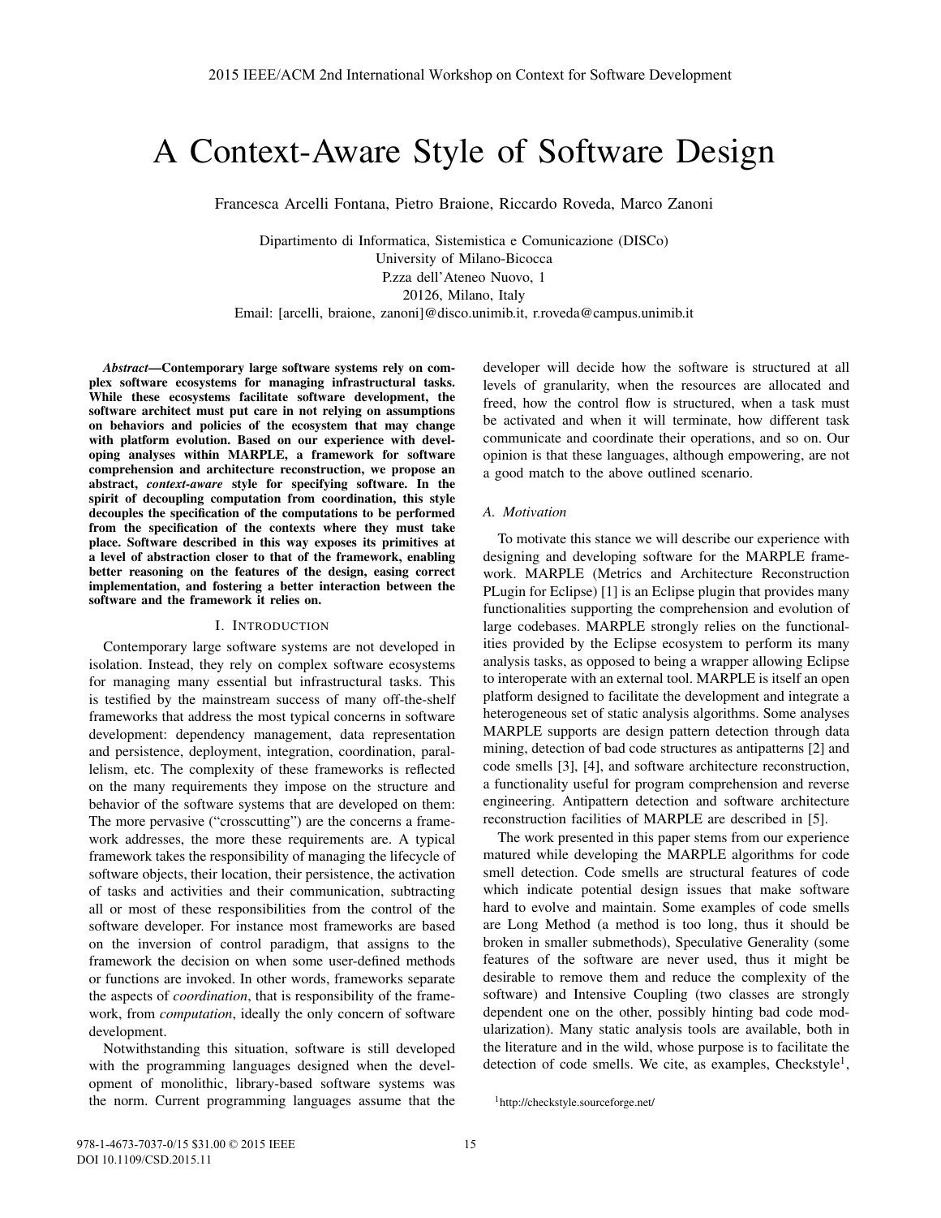# A Context-Aware Style of Software Design

Francesca Arcelli Fontana, Pietro Braione, Riccardo Roveda, Marco Zanoni

Dipartimento di Informatica, Sistemistica e Comunicazione (DISCo)
University of Milano-Bicocca
P.zza dell'Ateneo Nuovo, 1
20126, Milano, Italy
Email: [arcelli, braione, zanoni]@disco.unimib.it, r.roveda@campus.unimib.it

***Abstract*—Contemporary large software systems rely on complex software ecosystems for managing infrastructural tasks. While these ecosystems facilitate software development, the software architect must put care in not relying on assumptions on behaviors and policies of the ecosystem that may change with platform evolution. Based on our experience with developing analyses within MARPLE, a framework for software comprehension and architecture reconstruction, we propose an abstract, *context-aware* style for specifying software. In the spirit of decoupling computation from coordination, this style decouples the specification of the computations to be performed from the specification of the contexts where they must take place. Software described in this way exposes its primitives at a level of abstraction closer to that of the framework, enabling better reasoning on the features of the design, easing correct implementation, and fostering a better interaction between the software and the framework it relies on.**

## I. Introduction

Contemporary large software systems are not developed in isolation. Instead, they rely on complex software ecosystems for managing many essential but infrastructural tasks. This is testified by the mainstream success of many off-the-shelf frameworks that address the most typical concerns in software development: dependency management, data representation and persistence, deployment, integration, coordination, parallelism, etc. The complexity of these frameworks is reflected on the many requirements they impose on the structure and behavior of the software systems that are developed on them: The more pervasive ("crosscutting") are the concerns a framework addresses, the more these requirements are. A typical framework takes the responsibility of managing the lifecycle of software objects, their location, their persistence, the activation of tasks and activities and their communication, subtracting all or most of these responsibilities from the control of the software developer. For instance most frameworks are based on the inversion of control paradigm, that assigns to the framework the decision on when some user-defined methods or functions are invoked. In other words, frameworks separate the aspects of *coordination*, that is responsibility of the framework, from *computation*, ideally the only concern of software development.

Notwithstanding this situation, software is still developed with the programming languages designed when the development of monolithic, library-based software systems was the norm. Current programming languages assume that the developer will decide how the software is structured at all levels of granularity, when the resources are allocated and freed, how the control flow is structured, when a task must be activated and when it will terminate, how different task communicate and coordinate their operations, and so on. Our opinion is that these languages, although empowering, are not a good match to the above outlined scenario.

### A. Motivation

To motivate this stance we will describe our experience with designing and developing software for the MARPLE framework. MARPLE (Metrics and Architecture Reconstruction PLugin for Eclipse) [1] is an Eclipse plugin that provides many functionalities supporting the comprehension and evolution of large codebases. MARPLE strongly relies on the functionalities provided by the Eclipse ecosystem to perform its many analysis tasks, as opposed to being a wrapper allowing Eclipse to interoperate with an external tool. MARPLE is itself an open platform designed to facilitate the development and integrate a heterogeneous set of static analysis algorithms. Some analyses MARPLE supports are design pattern detection through data mining, detection of bad code structures as antipatterns [2] and code smells [3], [4], and software architecture reconstruction, a functionality useful for program comprehension and reverse engineering. Antipattern detection and software architecture reconstruction facilities of MARPLE are described in [5].

The work presented in this paper stems from our experience matured while developing the MARPLE algorithms for code smell detection. Code smells are structural features of code which indicate potential design issues that make software hard to evolve and maintain. Some examples of code smells are Long Method (a method is too long, thus it should be broken in smaller submethods), Speculative Generality (some features of the software are never used, thus it might be desirable to remove them and reduce the complexity of the software) and Intensive Coupling (two classes are strongly dependent one on the other, possibly hinting bad code modularization). Many static analysis tools are available, both in the literature and in the wild, whose purpose is to facilitate the detection of code smells. We cite, as examples, Checkstyle[1],

[1] http://checkstyle.sourceforge.net/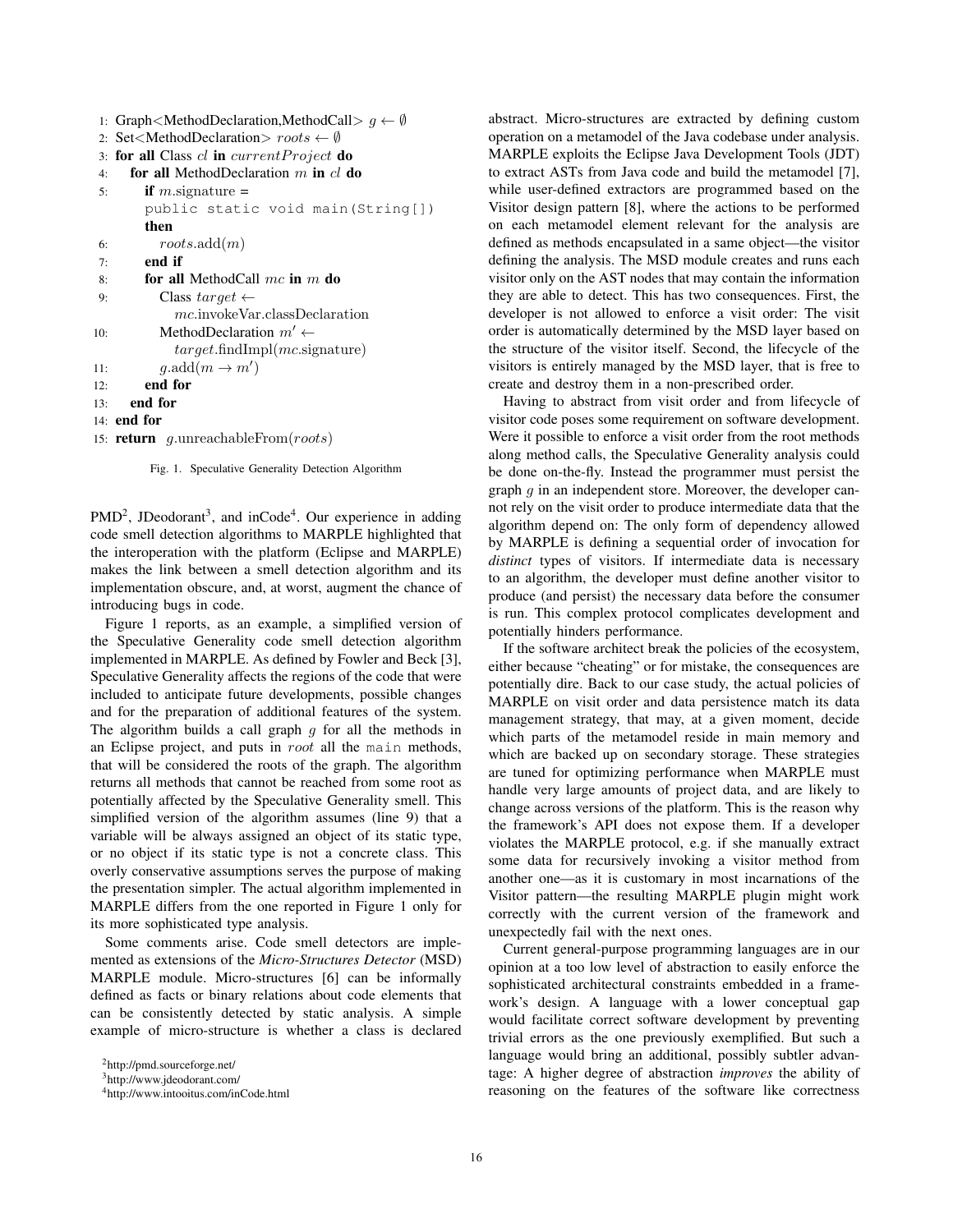```
1:  Graph<MethodDeclaration,MethodCall> g ← ∅
2:  Set<MethodDeclaration> roots ← ∅
3:  for all Class cl in currentProject do
4:     for all MethodDeclaration m in cl do
5:        if m.signature =
             public static void main(String[])
          then
6:           roots.add(m)
7:        end if
8:        for all MethodCall mc in m do
9:           Class target ←
                mc.invokeVar.classDeclaration
10:          MethodDeclaration m′ ←
                target.findImpl(mc.signature)
11:          g.add(m → m′)
12:       end for
13:    end for
14: end for
15: return g.unreachableFrom(roots)
```

Fig. 1. Speculative Generality Detection Algorithm

PMD[2], JDeodorant[3], and inCode[4]. Our experience in adding code smell detection algorithms to MARPLE highlighted that the interoperation with the platform (Eclipse and MARPLE) makes the link between a smell detection algorithm and its implementation obscure, and, at worst, augment the chance of introducing bugs in code.

Figure 1 reports, as an example, a simplified version of the Speculative Generality code smell detection algorithm implemented in MARPLE. As defined by Fowler and Beck [3], Speculative Generality affects the regions of the code that were included to anticipate future developments, possible changes and for the preparation of additional features of the system. The algorithm builds a call graph $g$ for all the methods in an Eclipse project, and puts in $root$ all the `main` methods, that will be considered the roots of the graph. The algorithm returns all methods that cannot be reached from some root as potentially affected by the Speculative Generality smell. This simplified version of the algorithm assumes (line 9) that a variable will be always assigned an object of its static type, or no object if its static type is not a concrete class. This overly conservative assumptions serves the purpose of making the presentation simpler. The actual algorithm implemented in MARPLE differs from the one reported in Figure 1 only for its more sophisticated type analysis.

Some comments arise. Code smell detectors are implemented as extensions of the *Micro-Structures Detector* (MSD) MARPLE module. Micro-structures [6] can be informally defined as facts or binary relations about code elements that can be consistently detected by static analysis. A simple example of micro-structure is whether a class is declared abstract. Micro-structures are extracted by defining custom operation on a metamodel of the Java codebase under analysis. MARPLE exploits the Eclipse Java Development Tools (JDT) to extract ASTs from Java code and build the metamodel [7], while user-defined extractors are programmed based on the Visitor design pattern [8], where the actions to be performed on each metamodel element relevant for the analysis are defined as methods encapsulated in a same object—the visitor defining the analysis. The MSD module creates and runs each visitor only on the AST nodes that may contain the information they are able to detect. This has two consequences. First, the developer is not allowed to enforce a visit order: The visit order is automatically determined by the MSD layer based on the structure of the visitor itself. Second, the lifecycle of the visitors is entirely managed by the MSD layer, that is free to create and destroy them in a non-prescribed order.

Having to abstract from visit order and from lifecycle of visitor code poses some requirement on software development. Were it possible to enforce a visit order from the root methods along method calls, the Speculative Generality analysis could be done on-the-fly. Instead the programmer must persist the graph $g$ in an independent store. Moreover, the developer cannot rely on the visit order to produce intermediate data that the algorithm depend on: The only form of dependency allowed by MARPLE is defining a sequential order of invocation for *distinct* types of visitors. If intermediate data is necessary to an algorithm, the developer must define another visitor to produce (and persist) the necessary data before the consumer is run. This complex protocol complicates development and potentially hinders performance.

If the software architect break the policies of the ecosystem, either because "cheating" or for mistake, the consequences are potentially dire. Back to our case study, the actual policies of MARPLE on visit order and data persistence match its data management strategy, that may, at a given moment, decide which parts of the metamodel reside in main memory and which are backed up on secondary storage. These strategies are tuned for optimizing performance when MARPLE must handle very large amounts of project data, and are likely to change across versions of the platform. This is the reason why the framework's API does not expose them. If a developer violates the MARPLE protocol, e.g. if she manually extract some data for recursively invoking a visitor method from another one—as it is customary in most incarnations of the Visitor pattern—the resulting MARPLE plugin might work correctly with the current version of the framework and unexpectedly fail with the next ones.

Current general-purpose programming languages are in our opinion at a too low level of abstraction to easily enforce the sophisticated architectural constraints embedded in a framework's design. A language with a lower conceptual gap would facilitate correct software development by preventing trivial errors as the one previously exemplified. But such a language would bring an additional, possibly subtler advantage: A higher degree of abstraction *improves* the ability of reasoning on the features of the software like correctness

[2] http://pmd.sourceforge.net/
[3] http://www.jdeodorant.com/
[4] http://www.intooitus.com/inCode.html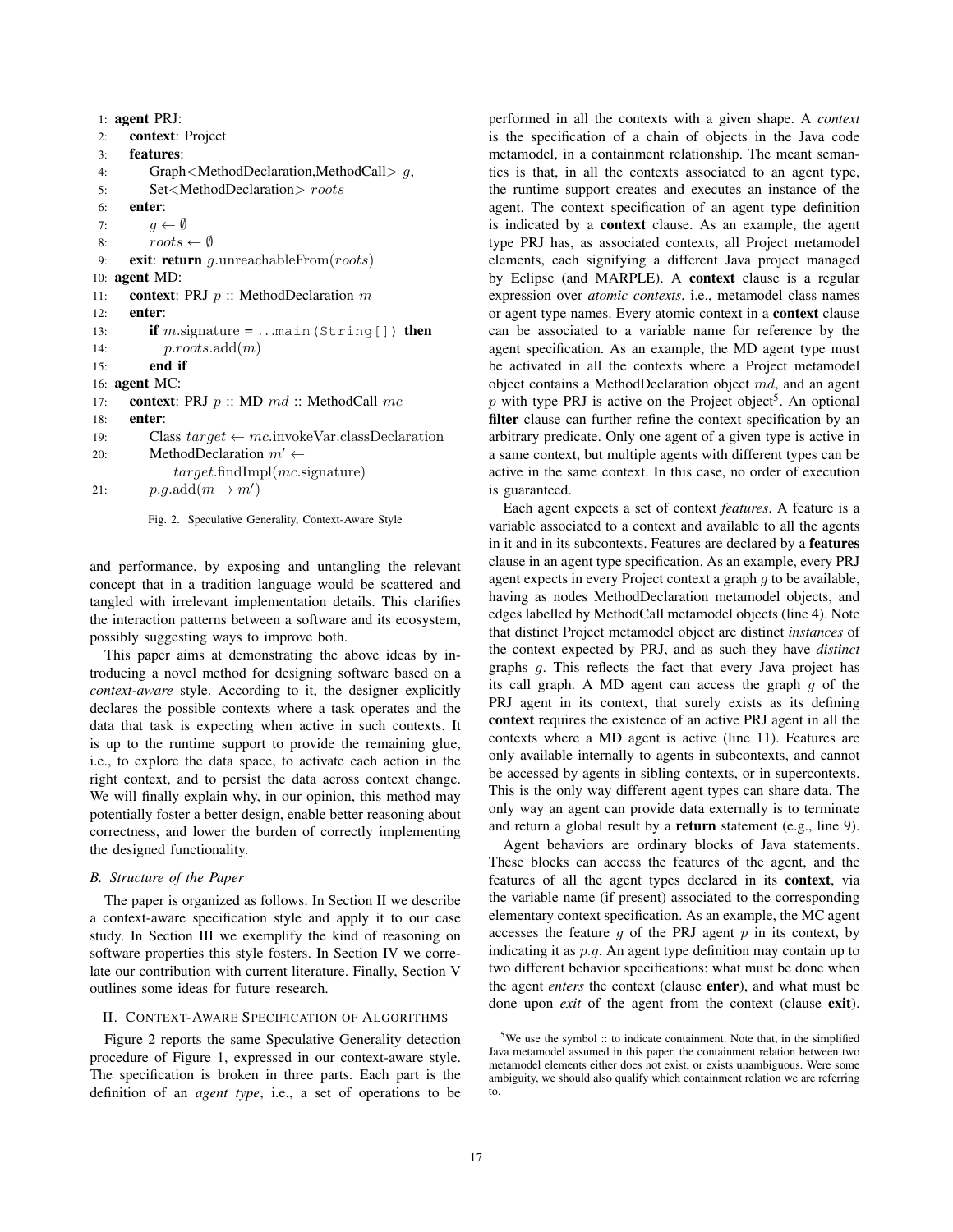```
1: agent PRJ:
2:   context: Project
3:   features:
4:     Graph<MethodDeclaration,MethodCall> g,
5:     Set<MethodDeclaration> roots
6:   enter:
7:     g ← ∅
8:     roots ← ∅
9:   exit: return g.unreachableFrom(roots)
10: agent MD:
11:   context: PRJ p :: MethodDeclaration m
12:   enter:
13:     if m.signature = ...main(String[]) then
14:       p.roots.add(m)
15:     end if
16: agent MC:
17:   context: PRJ p :: MD md :: MethodCall mc
18:   enter:
19:     Class target ← mc.invokeVar.classDeclaration
20:     MethodDeclaration m′ ←
          target.findImpl(mc.signature)
21:     p.g.add(m → m′)
```

Fig. 2. Speculative Generality, Context-Aware Style

and performance, by exposing and untangling the relevant concept that in a tradition language would be scattered and tangled with irrelevant implementation details. This clarifies the interaction patterns between a software and its ecosystem, possibly suggesting ways to improve both.

This paper aims at demonstrating the above ideas by introducing a novel method for designing software based on a *context-aware* style. According to it, the designer explicitly declares the possible contexts where a task operates and the data that task is expecting when active in such contexts. It is up to the runtime support to provide the remaining glue, i.e., to explore the data space, to activate each action in the right context, and to persist the data across context change. We will finally explain why, in our opinion, this method may potentially foster a better design, enable better reasoning about correctness, and lower the burden of correctly implementing the designed functionality.

### B. Structure of the Paper

The paper is organized as follows. In Section II we describe a context-aware specification style and apply it to our case study. In Section III we exemplify the kind of reasoning on software properties this style fosters. In Section IV we correlate our contribution with current literature. Finally, Section V outlines some ideas for future research.

## II. Context-Aware Specification of Algorithms

Figure 2 reports the same Speculative Generality detection procedure of Figure 1, expressed in our context-aware style. The specification is broken in three parts. Each part is the definition of an *agent type*, i.e., a set of operations to be performed in all the contexts with a given shape. A *context* is the specification of a chain of objects in the Java code metamodel, in a containment relationship. The meant semantics is that, in all the contexts associated to an agent type, the runtime support creates and executes an instance of the agent. The context specification of an agent type definition is indicated by a **context** clause. As an example, the agent type PRJ has, as associated contexts, all Project metamodel elements, each signifying a different Java project managed by Eclipse (and MARPLE). A **context** clause is a regular expression over *atomic contexts*, i.e., metamodel class names or agent type names. Every atomic context in a **context** clause can be associated to a variable name for reference by the agent specification. As an example, the MD agent type must be activated in all the contexts where a Project metamodel object contains a MethodDeclaration object $md$, and an agent $p$ with type PRJ is active on the Project object[5]. An optional **filter** clause can further refine the context specification by an arbitrary predicate. Only one agent of a given type is active in a same context, but multiple agents with different types can be active in the same context. In this case, no order of execution is guaranteed.

Each agent expects a set of context *features*. A feature is a variable associated to a context and available to all the agents in it and in its subcontexts. Features are declared by a **features** clause in an agent type specification. As an example, every PRJ agent expects in every Project context a graph $g$ to be available, having as nodes MethodDeclaration metamodel objects, and edges labelled by MethodCall metamodel objects (line 4). Note that distinct Project metamodel object are distinct *instances* of the context expected by PRJ, and as such they have *distinct* graphs $g$. This reflects the fact that every Java project has its call graph. A MD agent can access the graph $g$ of the PRJ agent in its context, that surely exists as its defining **context** requires the existence of an active PRJ agent in all the contexts where a MD agent is active (line 11). Features are only available internally to agents in subcontexts, and cannot be accessed by agents in sibling contexts, or in supercontexts. This is the only way different agent types can share data. The only way an agent can provide data externally is to terminate and return a global result by a **return** statement (e.g., line 9).

Agent behaviors are ordinary blocks of Java statements. These blocks can access the features of the agent, and the features of all the agent types declared in its **context**, via the variable name (if present) associated to the corresponding elementary context specification. As an example, the MC agent accesses the feature $g$ of the PRJ agent $p$ in its context, by indicating it as $p.g$. An agent type definition may contain up to two different behavior specifications: what must be done when the agent *enters* the context (clause **enter**), and what must be done upon *exit* of the agent from the context (clause **exit**).

[5] We use the symbol :: to indicate containment. Note that, in the simplified Java metamodel assumed in this paper, the containment relation between two metamodel elements either does not exist, or exists unambiguous. Were some ambiguity, we should also qualify which containment relation we are referring to.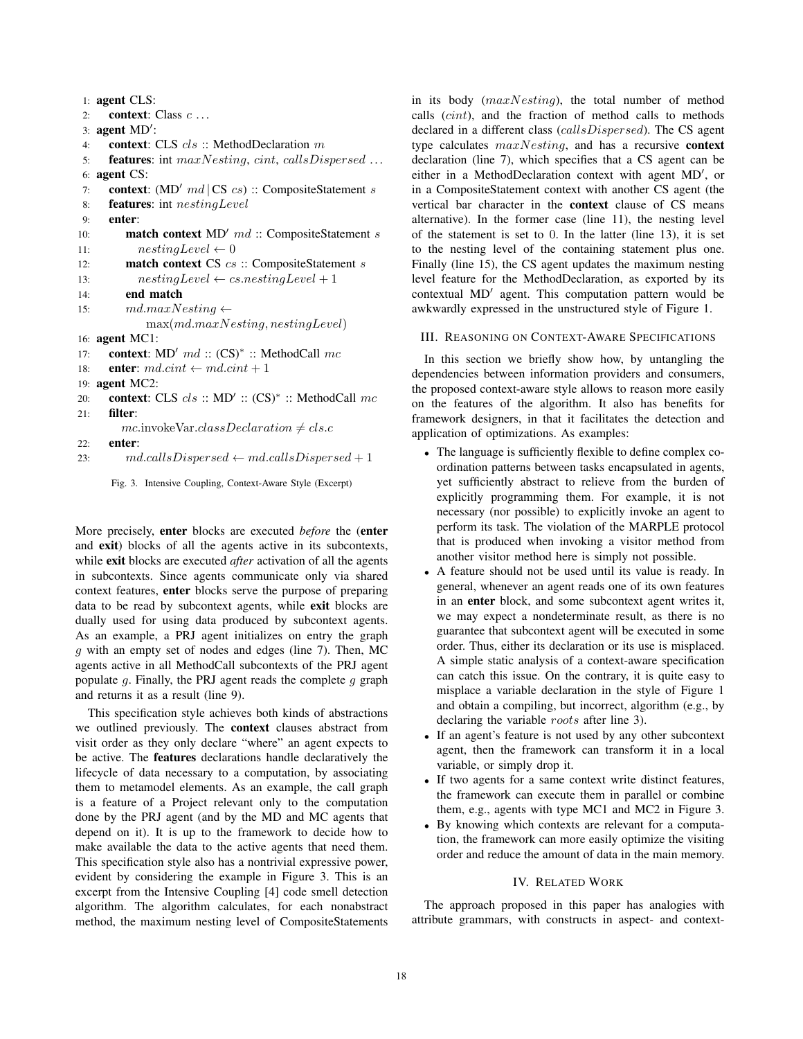```
1:  agent CLS:
2:    context: Class c ...
3:  agent MD′:
4:    context: CLS cls :: MethodDeclaration m
5:    features: int maxNesting, cint, callsDispersed ...
6:  agent CS:
7:    context: (MD′ md | CS cs) :: CompositeStatement s
8:    features: int nestingLevel
9:    enter:
10:     match context MD′ md :: CompositeStatement s
11:       nestingLevel ← 0
12:     match context CS cs :: CompositeStatement s
13:       nestingLevel ← cs.nestingLevel + 1
14:     end match
15:     md.maxNesting ←
            max(md.maxNesting, nestingLevel)
16: agent MC1:
17:   context: MD′ md :: (CS)* :: MethodCall mc
18:   enter: md.cint ← md.cint + 1
19: agent MC2:
20:   context: CLS cls :: MD′ :: (CS)* :: MethodCall mc
21:   filter:
        mc.invokeVar.classDeclaration ≠ cls.c
22:   enter:
23:     md.callsDispersed ← md.callsDispersed + 1
```

Fig. 3. Intensive Coupling, Context-Aware Style (Excerpt)

More precisely, **enter** blocks are executed *before* the (**enter** and **exit**) blocks of all the agents active in its subcontexts, while **exit** blocks are executed *after* activation of all the agents in subcontexts. Since agents communicate only via shared context features, **enter** blocks serve the purpose of preparing data to be read by subcontext agents, while **exit** blocks are dually used for using data produced by subcontext agents. As an example, a PRJ agent initializes on entry the graph $g$ with an empty set of nodes and edges (line 7). Then, MC agents active in all MethodCall subcontexts of the PRJ agent populate $g$. Finally, the PRJ agent reads the complete $g$ graph and returns it as a result (line 9).

This specification style achieves both kinds of abstractions we outlined previously. The **context** clauses abstract from visit order as they only declare "where" an agent expects to be active. The **features** declarations handle declaratively the lifecycle of data necessary to a computation, by associating them to metamodel elements. As an example, the call graph is a feature of a Project relevant only to the computation done by the PRJ agent (and by the MD and MC agents that depend on it). It is up to the framework to decide how to make available the data to the active agents that need them. This specification style also has a nontrivial expressive power, evident by considering the example in Figure 3. This is an excerpt from the Intensive Coupling [4] code smell detection algorithm. The algorithm calculates, for each nonabstract method, the maximum nesting level of CompositeStatements in its body ($maxNesting$), the total number of method calls ($cint$), and the fraction of method calls to methods declared in a different class ($callsDispersed$). The CS agent type calculates $maxNesting$, and has a recursive **context** declaration (line 7), which specifies that a CS agent can be either in a MethodDeclaration context with agent MD′, or in a CompositeStatement context with another CS agent (the vertical bar character in the **context** clause of CS means alternative). In the former case (line 11), the nesting level of the statement is set to 0. In the latter (line 13), it is set to the nesting level of the containing statement plus one. Finally (line 15), the CS agent updates the maximum nesting level feature for the MethodDeclaration, as exported by its contextual MD′ agent. This computation pattern would be awkwardly expressed in the unstructured style of Figure 1.

## III. Reasoning on Context-Aware Specifications

In this section we briefly show how, by untangling the dependencies between information providers and consumers, the proposed context-aware style allows to reason more easily on the features of the algorithm. It also has benefits for framework designers, in that it facilitates the detection and application of optimizations. As examples:

- The language is sufficiently flexible to define complex coordination patterns between tasks encapsulated in agents, yet sufficiently abstract to relieve from the burden of explicitly programming them. For example, it is not necessary (nor possible) to explicitly invoke an agent to perform its task. The violation of the MARPLE protocol that is produced when invoking a visitor method from another visitor method here is simply not possible.
- A feature should not be used until its value is ready. In general, whenever an agent reads one of its own features in an **enter** block, and some subcontext agent writes it, we may expect a nondeterminate result, as there is no guarantee that subcontext agent will be executed in some order. Thus, either its declaration or its use is misplaced. A simple static analysis of a context-aware specification can catch this issue. On the contrary, it is quite easy to misplace a variable declaration in the style of Figure 1 and obtain a compiling, but incorrect, algorithm (e.g., by declaring the variable $roots$ after line 3).
- If an agent's feature is not used by any other subcontext agent, then the framework can transform it in a local variable, or simply drop it.
- If two agents for a same context write distinct features, the framework can execute them in parallel or combine them, e.g., agents with type MC1 and MC2 in Figure 3.
- By knowing which contexts are relevant for a computation, the framework can more easily optimize the visiting order and reduce the amount of data in the main memory.

## IV. Related Work

The approach proposed in this paper has analogies with attribute grammars, with constructs in aspect- and context-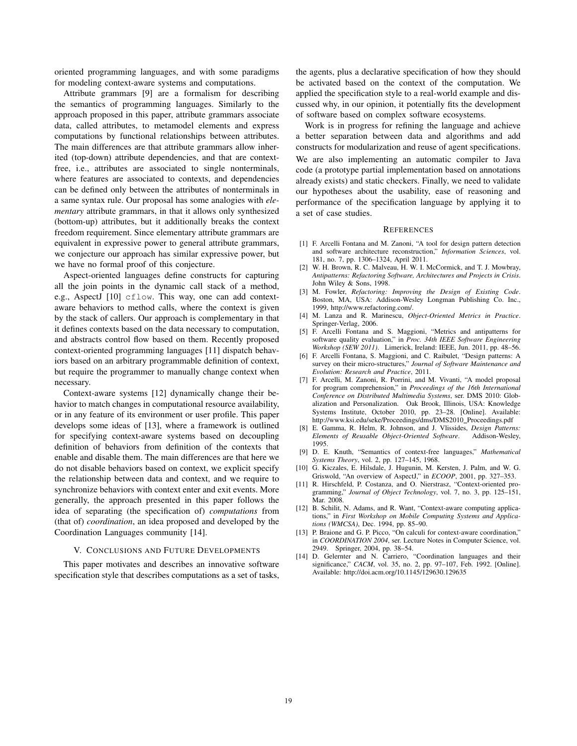oriented programming languages, and with some paradigms for modeling context-aware systems and computations.

Attribute grammars [9] are a formalism for describing the semantics of programming languages. Similarly to the approach proposed in this paper, attribute grammars associate data, called attributes, to metamodel elements and express computations by functional relationships between attributes. The main differences are that attribute grammars allow inherited (top-down) attribute dependencies, and that are context-free, i.e., attributes are associated to single nonterminals, where features are associated to contexts, and dependencies can be defined only between the attributes of nonterminals in a same syntax rule. Our proposal has some analogies with *elementary* attribute grammars, in that it allows only synthesized (bottom-up) attributes, but it additionally breaks the context freedom requirement. Since elementary attribute grammars are equivalent in expressive power to general attribute grammars, we conjecture our approach has similar expressive power, but we have no formal proof of this conjecture.

Aspect-oriented languages define constructs for capturing all the join points in the dynamic call stack of a method, e.g., AspectJ [10] `cflow`. This way, one can add context-aware behaviors to method calls, where the context is given by the stack of callers. Our approach is complementary in that it defines contexts based on the data necessary to computation, and abstracts control flow based on them. Recently proposed context-oriented programming languages [11] dispatch behaviors based on an arbitrary programmable definition of context, but require the programmer to manually change context when necessary.

Context-aware systems [12] dynamically change their behavior to match changes in computational resource availability, or in any feature of its environment or user profile. This paper develops some ideas of [13], where a framework is outlined for specifying context-aware systems based on decoupling definition of behaviors from definition of the contexts that enable and disable them. The main differences are that here we do not disable behaviors based on context, we explicit specify the relationship between data and context, and we require to synchronize behaviors with context enter and exit events. More generally, the approach presented in this paper follows the idea of separating (the specification of) *computations* from (that of) *coordination*, an idea proposed and developed by the Coordination Languages community [14].

## V. Conclusions and Future Developments

This paper motivates and describes an innovative software specification style that describes computations as a set of tasks, the agents, plus a declarative specification of how they should be activated based on the context of the computation. We applied the specification style to a real-world example and discussed why, in our opinion, it potentially fits the development of software based on complex software ecosystems.

Work is in progress for refining the language and achieve a better separation between data and algorithms and add constructs for modularization and reuse of agent specifications. We are also implementing an automatic compiler to Java code (a prototype partial implementation based on annotations already exists) and static checkers. Finally, we need to validate our hypotheses about the usability, ease of reasoning and performance of the specification language by applying it to a set of case studies.

## References

[1] F. Arcelli Fontana and M. Zanoni, "A tool for design pattern detection and software architecture reconstruction," *Information Sciences*, vol. 181, no. 7, pp. 1306–1324, April 2011.

[2] W. H. Brown, R. C. Malveau, H. W. I. McCormick, and T. J. Mowbray, *Antipatterns: Refactoring Software, Architectures and Projects in Crisis*. John Wiley & Sons, 1998.

[3] M. Fowler, *Refactoring: Improving the Design of Existing Code*. Boston, MA, USA: Addison-Wesley Longman Publishing Co. Inc., 1999, http://www.refactoring.com/.

[4] M. Lanza and R. Marinescu, *Object-Oriented Metrics in Practice*. Springer-Verlag, 2006.

[5] F. Arcelli Fontana and S. Maggioni, "Metrics and antipatterns for software quality evaluation," in *Proc. 34th IEEE Software Engineering Workshop (SEW 2011)*. Limerick, Ireland: IEEE, Jun. 2011, pp. 48–56.

[6] F. Arcelli Fontana, S. Maggioni, and C. Raibulet, "Design patterns: A survey on their micro-structures," *Journal of Software Maintenance and Evolution: Research and Practice*, 2011.

[7] F. Arcelli, M. Zanoni, R. Porrini, and M. Vivanti, "A model proposal for program comprehension," in *Proceedings of the 16th International Conference on Distributed Multimedia Systems*, ser. DMS 2010: Globalization and Personalization. Oak Brook, Illinois, USA: Knowledge Systems Institute, October 2010, pp. 23–28. [Online]. Available: http://www.ksi.edu/seke/Proceedings/dms/DMS2010_Proceedings.pdf

[8] E. Gamma, R. Helm, R. Johnson, and J. Vlissides, *Design Patterns: Elements of Reusable Object-Oriented Software*. Addison-Wesley, 1995.

[9] D. E. Knuth, "Semantics of context-free languages," *Mathematical Systems Theory*, vol. 2, pp. 127–145, 1968.

[10] G. Kiczales, E. Hilsdale, J. Hugunin, M. Kersten, J. Palm, and W. G. Griswold, "An overview of AspectJ," in *ECOOP*, 2001, pp. 327–353.

[11] R. Hirschfeld, P. Costanza, and O. Nierstrasz, "Context-oriented programming," *Journal of Object Technology*, vol. 7, no. 3, pp. 125–151, Mar. 2008.

[12] B. Schilit, N. Adams, and R. Want, "Context-aware computing applications," in *First Workshop on Mobile Computing Systems and Applications (WMCSA)*, Dec. 1994, pp. 85–90.

[13] P. Braione and G. P. Picco, "On calculi for context-aware coordination," in *COORDINATION 2004*, ser. Lecture Notes in Computer Science, vol. 2949. Springer, 2004, pp. 38–54.

[14] D. Gelernter and N. Carriero, "Coordination languages and their significance," *CACM*, vol. 35, no. 2, pp. 97–107, Feb. 1992. [Online]. Available: http://doi.acm.org/10.1145/129630.129635